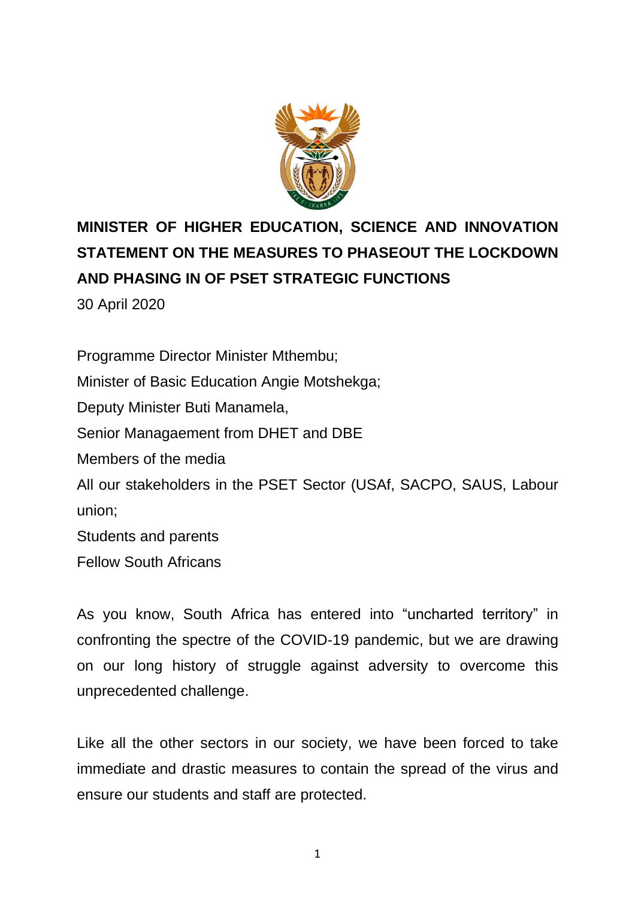# MINISTER OF HIGHER EDUCATION, SCIENCE AND INNOVATION STATEMENT ON THE MEASURES TO PHASEOUT THE LOCKDOWN AND PHASING IN OF PSET STRATEGIC FUNCTIONS

30 April 2020

Programme Director Minister Mthembu;

Minister of Basic Education Angie Motshekga;

Deputy Minister Buti Manamela,

Senior Managaement from DHET and DBE

Members of the media

All our stakeholders in the PSET Sector (USAf, SACPO, SAUS, Labour union;

Students and parents

Fellow South Africans

As you know, South Africa has entered into "uncharted territory" in confronting the spectre of the COVID-19 pandemic, but we are drawing on our long history of struggle against adversity to overcome this unprecedented challenge.

Like all the other sectors in our society, we have been forced to take immediate and drastic measures to contain the spread of the virus and ensure our students and staff are protected.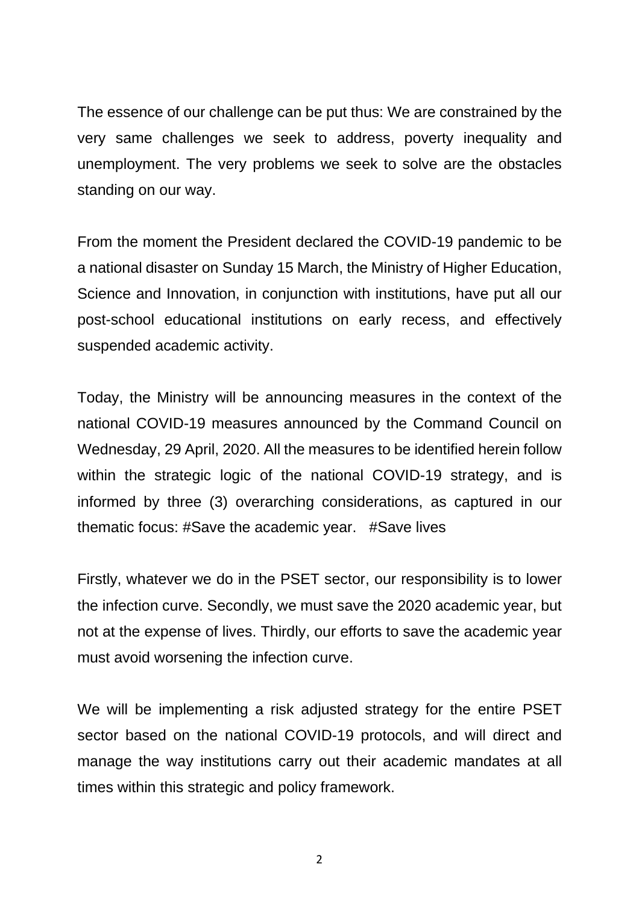The essence of our challenge can be put thus: We are constrained by the very same challenges we seek to address, poverty inequality and unemployment. The very problems we seek to solve are the obstacles standing on our way.

From the moment the President declared the COVID-19 pandemic to be a national disaster on Sunday 15 March, the Ministry of Higher Education, Science and Innovation, in conjunction with institutions, have put all our post-school educational institutions on early recess, and effectively suspended academic activity.

Today, the Ministry will be announcing measures in the context of the national COVID-19 measures announced by the Command Council on Wednesday, 29 April, 2020. All the measures to be identified herein follow within the strategic logic of the national COVID-19 strategy, and is informed by three (3) overarching considerations, as captured in our thematic focus: #Save the academic year.   #Save lives

Firstly, whatever we do in the PSET sector, our responsibility is to lower the infection curve. Secondly, we must save the 2020 academic year, but not at the expense of lives. Thirdly, our efforts to save the academic year must avoid worsening the infection curve.

We will be implementing a risk adjusted strategy for the entire PSET sector based on the national COVID-19 protocols, and will direct and manage the way institutions carry out their academic mandates at all times within this strategic and policy framework.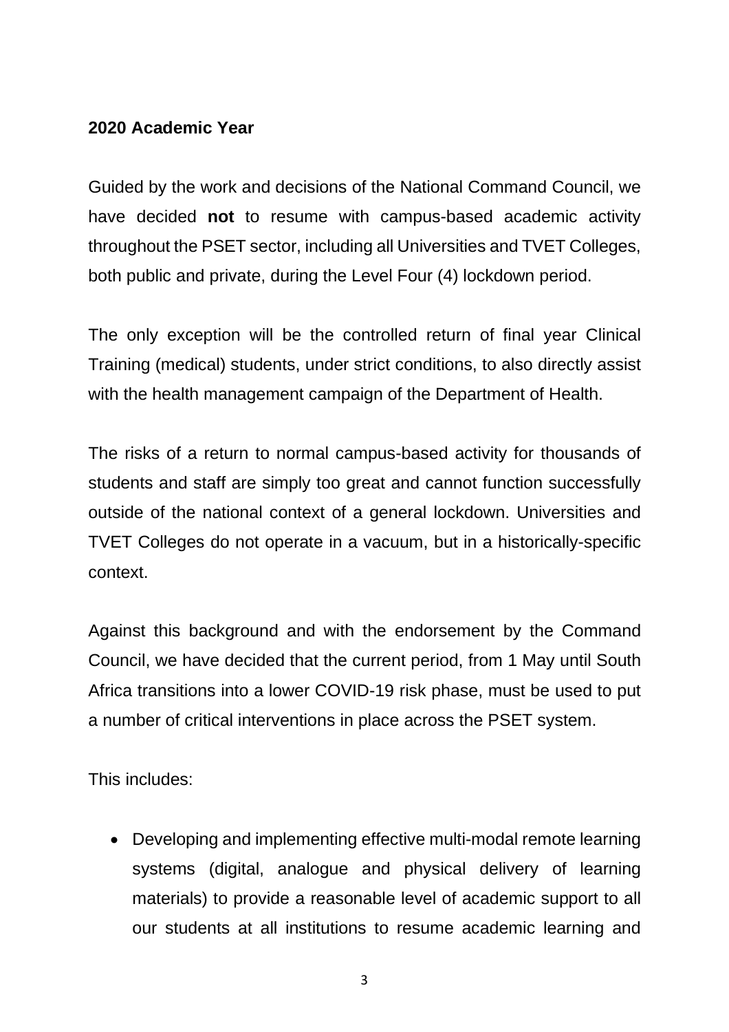**2020 Academic Year**

Guided by the work and decisions of the National Command Council, we have decided **not** to resume with campus-based academic activity throughout the PSET sector, including all Universities and TVET Colleges, both public and private, during the Level Four (4) lockdown period.

The only exception will be the controlled return of final year Clinical Training (medical) students, under strict conditions, to also directly assist with the health management campaign of the Department of Health.

The risks of a return to normal campus-based activity for thousands of students and staff are simply too great and cannot function successfully outside of the national context of a general lockdown. Universities and TVET Colleges do not operate in a vacuum, but in a historically-specific context.

Against this background and with the endorsement by the Command Council, we have decided that the current period, from 1 May until South Africa transitions into a lower COVID-19 risk phase, must be used to put a number of critical interventions in place across the PSET system.

This includes:

- Developing and implementing effective multi-modal remote learning systems (digital, analogue and physical delivery of learning materials) to provide a reasonable level of academic support to all our students at all institutions to resume academic learning and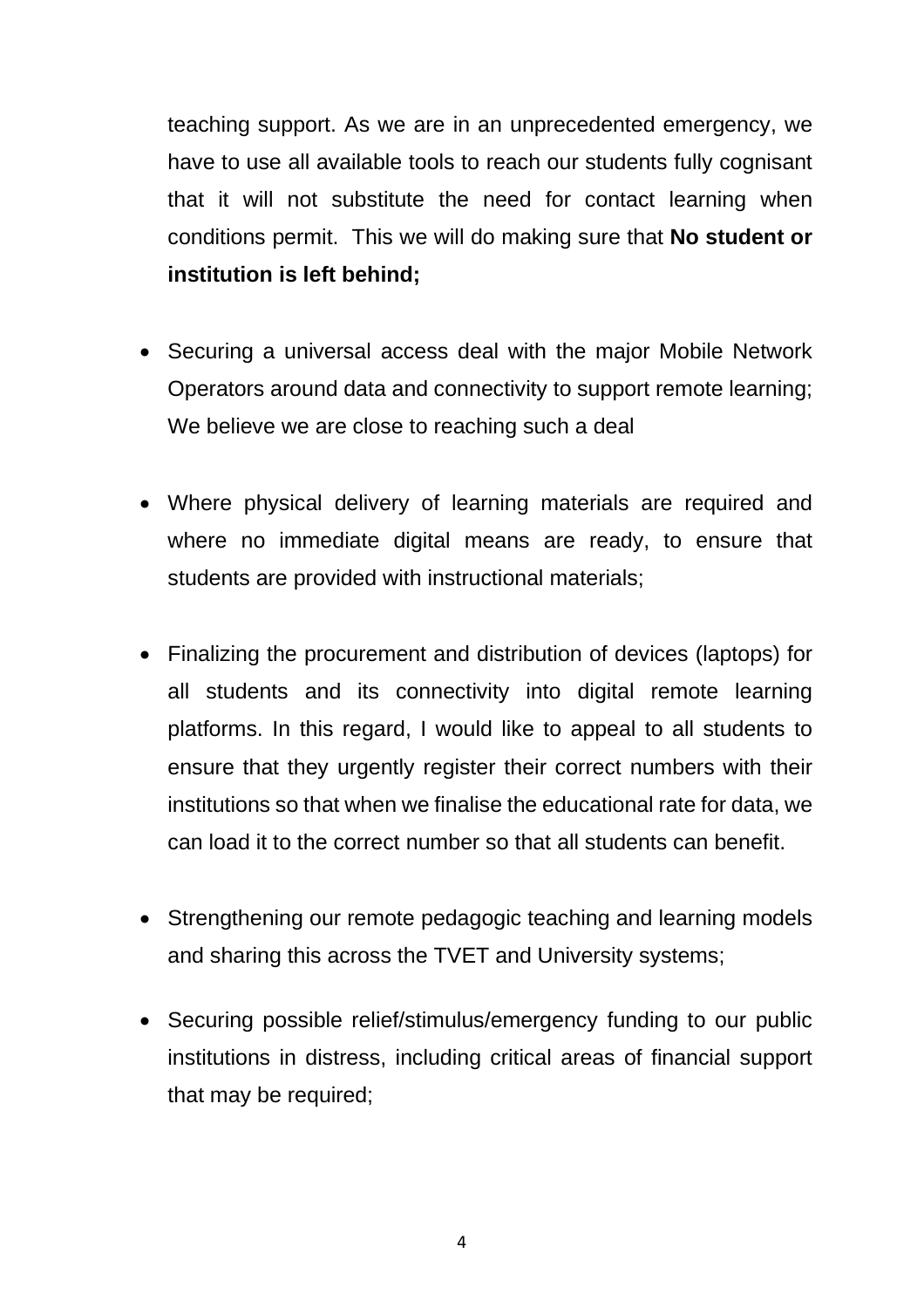teaching support. As we are in an unprecedented emergency, we have to use all available tools to reach our students fully cognisant that it will not substitute the need for contact learning when conditions permit. This we will do making sure that **No student or institution is left behind;**

- Securing a universal access deal with the major Mobile Network Operators around data and connectivity to support remote learning; We believe we are close to reaching such a deal

- Where physical delivery of learning materials are required and where no immediate digital means are ready, to ensure that students are provided with instructional materials;

- Finalizing the procurement and distribution of devices (laptops) for all students and its connectivity into digital remote learning platforms. In this regard, I would like to appeal to all students to ensure that they urgently register their correct numbers with their institutions so that when we finalise the educational rate for data, we can load it to the correct number so that all students can benefit.

- Strengthening our remote pedagogic teaching and learning models and sharing this across the TVET and University systems;

- Securing possible relief/stimulus/emergency funding to our public institutions in distress, including critical areas of financial support that may be required;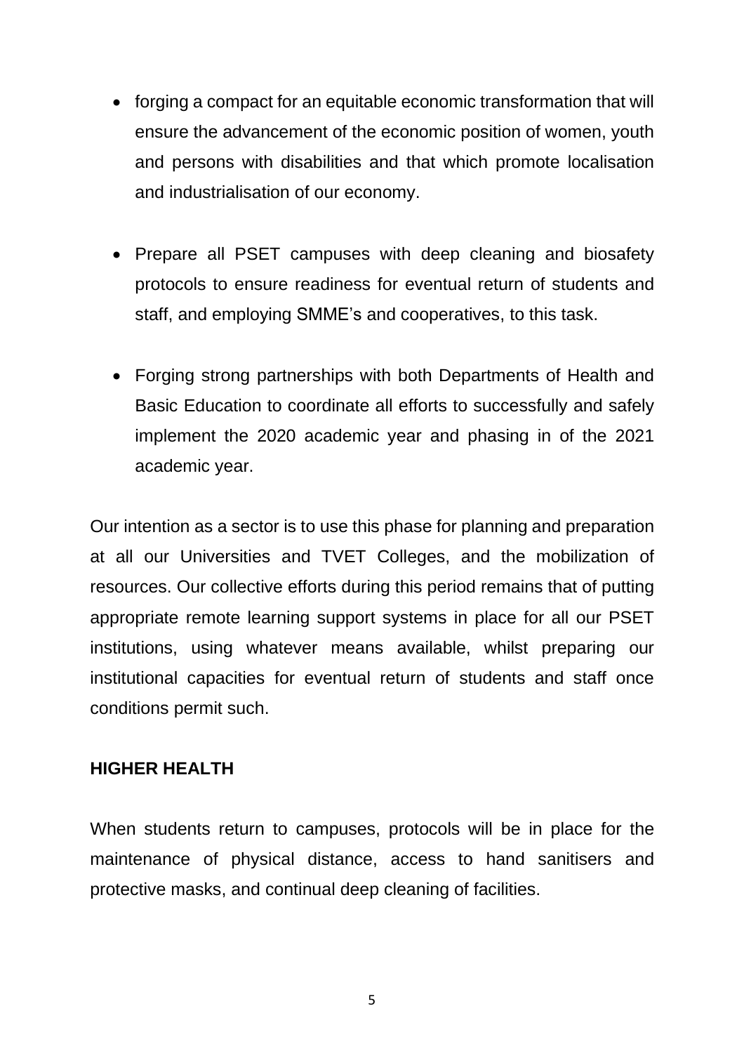- forging a compact for an equitable economic transformation that will ensure the advancement of the economic position of women, youth and persons with disabilities and that which promote localisation and industrialisation of our economy.

- Prepare all PSET campuses with deep cleaning and biosafety protocols to ensure readiness for eventual return of students and staff, and employing SMME's and cooperatives, to this task.

- Forging strong partnerships with both Departments of Health and Basic Education to coordinate all efforts to successfully and safely implement the 2020 academic year and phasing in of the 2021 academic year.

Our intention as a sector is to use this phase for planning and preparation at all our Universities and TVET Colleges, and the mobilization of resources. Our collective efforts during this period remains that of putting appropriate remote learning support systems in place for all our PSET institutions, using whatever means available, whilst preparing our institutional capacities for eventual return of students and staff once conditions permit such.

**HIGHER HEALTH**

When students return to campuses, protocols will be in place for the maintenance of physical distance, access to hand sanitisers and protective masks, and continual deep cleaning of facilities.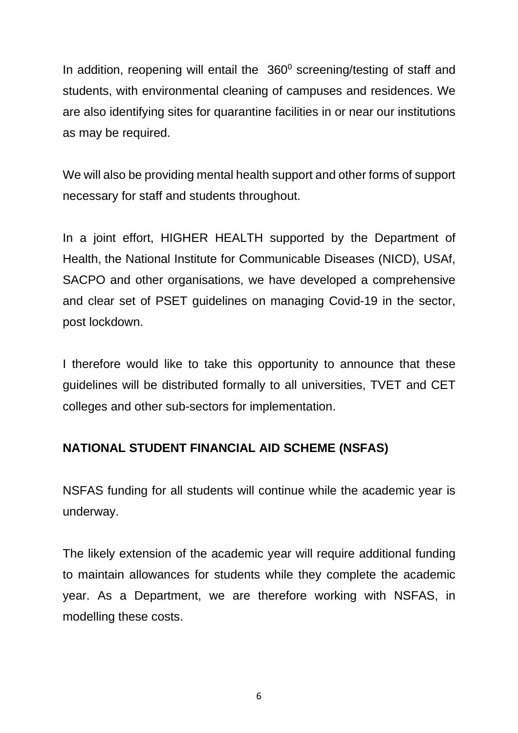In addition, reopening will entail the $360^0$ screening/testing of staff and students, with environmental cleaning of campuses and residences. We are also identifying sites for quarantine facilities in or near our institutions as may be required.

We will also be providing mental health support and other forms of support necessary for staff and students throughout.

In a joint effort, HIGHER HEALTH supported by the Department of Health, the National Institute for Communicable Diseases (NICD), USAf, SACPO and other organisations, we have developed a comprehensive and clear set of PSET guidelines on managing Covid-19 in the sector, post lockdown.

I therefore would like to take this opportunity to announce that these guidelines will be distributed formally to all universities, TVET and CET colleges and other sub-sectors for implementation.

## NATIONAL STUDENT FINANCIAL AID SCHEME (NSFAS)

NSFAS funding for all students will continue while the academic year is underway.

The likely extension of the academic year will require additional funding to maintain allowances for students while they complete the academic year. As a Department, we are therefore working with NSFAS, in modelling these costs.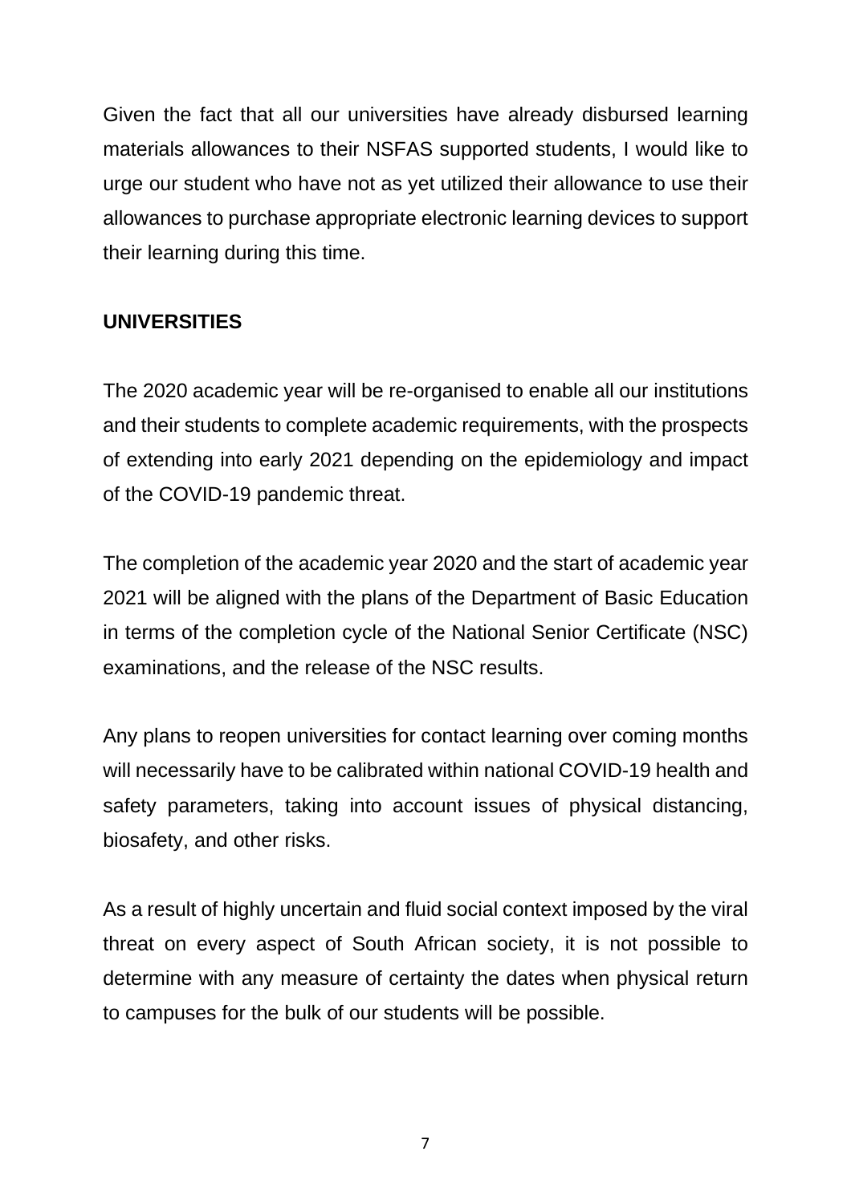Given the fact that all our universities have already disbursed learning materials allowances to their NSFAS supported students, I would like to urge our student who have not as yet utilized their allowance to use their allowances to purchase appropriate electronic learning devices to support their learning during this time.

**UNIVERSITIES**

The 2020 academic year will be re-organised to enable all our institutions and their students to complete academic requirements, with the prospects of extending into early 2021 depending on the epidemiology and impact of the COVID-19 pandemic threat.

The completion of the academic year 2020 and the start of academic year 2021 will be aligned with the plans of the Department of Basic Education in terms of the completion cycle of the National Senior Certificate (NSC) examinations, and the release of the NSC results.

Any plans to reopen universities for contact learning over coming months will necessarily have to be calibrated within national COVID-19 health and safety parameters, taking into account issues of physical distancing, biosafety, and other risks.

As a result of highly uncertain and fluid social context imposed by the viral threat on every aspect of South African society, it is not possible to determine with any measure of certainty the dates when physical return to campuses for the bulk of our students will be possible.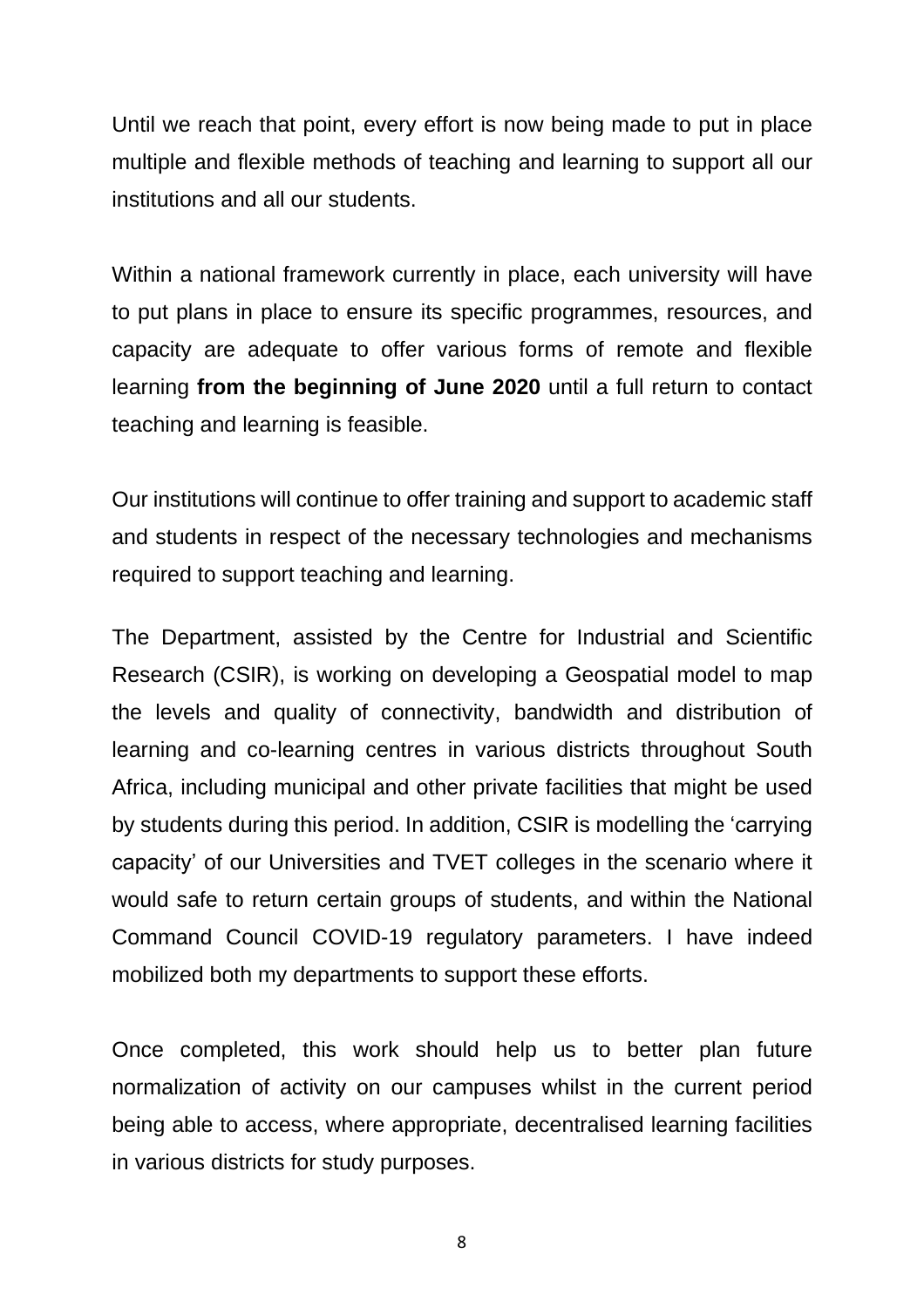Until we reach that point, every effort is now being made to put in place multiple and flexible methods of teaching and learning to support all our institutions and all our students.

Within a national framework currently in place, each university will have to put plans in place to ensure its specific programmes, resources, and capacity are adequate to offer various forms of remote and flexible learning **from the beginning of June 2020** until a full return to contact teaching and learning is feasible.

Our institutions will continue to offer training and support to academic staff and students in respect of the necessary technologies and mechanisms required to support teaching and learning.

The Department, assisted by the Centre for Industrial and Scientific Research (CSIR), is working on developing a Geospatial model to map the levels and quality of connectivity, bandwidth and distribution of learning and co-learning centres in various districts throughout South Africa, including municipal and other private facilities that might be used by students during this period. In addition, CSIR is modelling the 'carrying capacity' of our Universities and TVET colleges in the scenario where it would safe to return certain groups of students, and within the National Command Council COVID-19 regulatory parameters. I have indeed mobilized both my departments to support these efforts.

Once completed, this work should help us to better plan future normalization of activity on our campuses whilst in the current period being able to access, where appropriate, decentralised learning facilities in various districts for study purposes.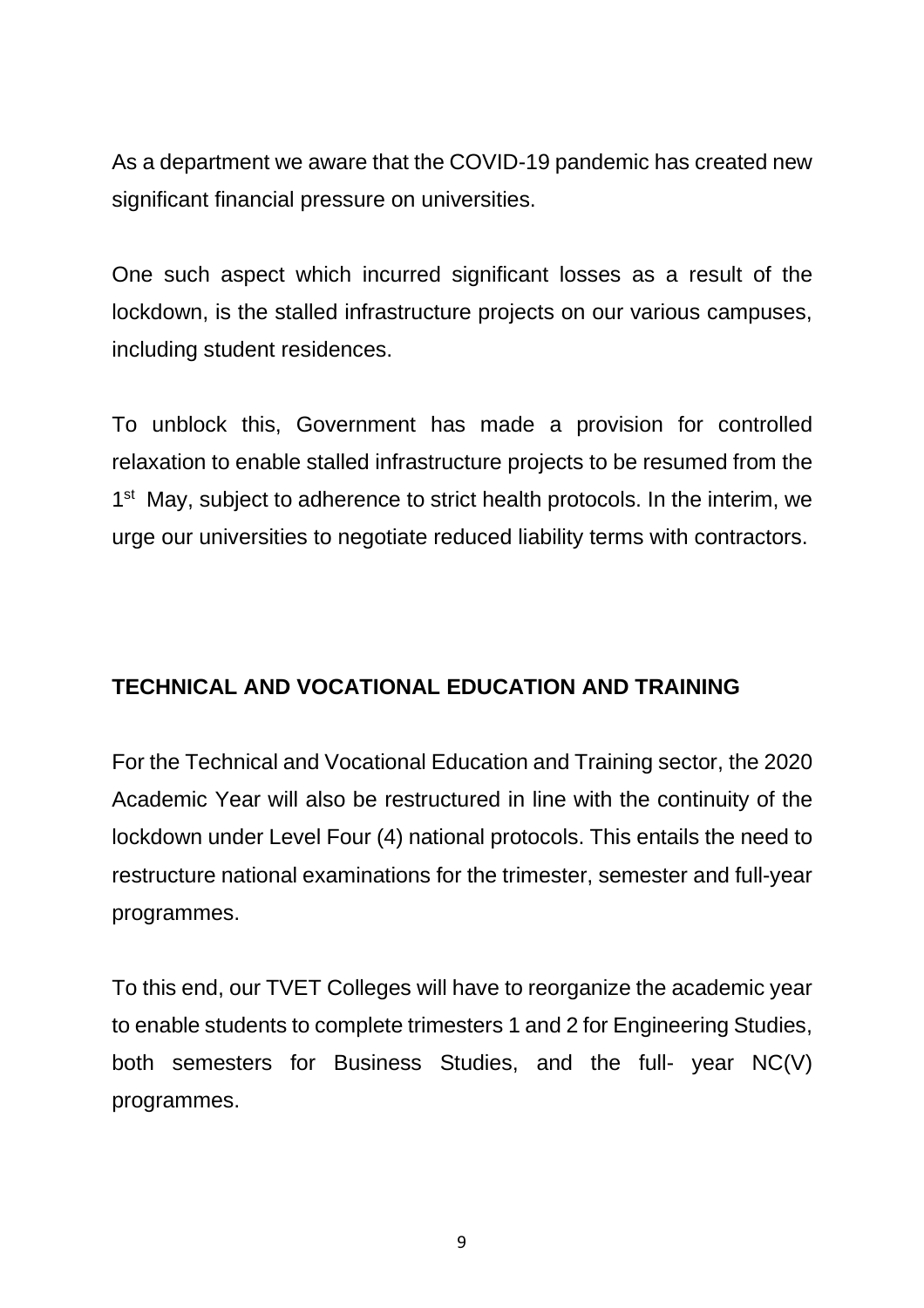As a department we aware that the COVID-19 pandemic has created new significant financial pressure on universities.

One such aspect which incurred significant losses as a result of the lockdown, is the stalled infrastructure projects on our various campuses, including student residences.

To unblock this, Government has made a provision for controlled relaxation to enable stalled infrastructure projects to be resumed from the 1st May, subject to adherence to strict health protocols. In the interim, we urge our universities to negotiate reduced liability terms with contractors.

**TECHNICAL AND VOCATIONAL EDUCATION AND TRAINING**

For the Technical and Vocational Education and Training sector, the 2020 Academic Year will also be restructured in line with the continuity of the lockdown under Level Four (4) national protocols. This entails the need to restructure national examinations for the trimester, semester and full-year programmes.

To this end, our TVET Colleges will have to reorganize the academic year to enable students to complete trimesters 1 and 2 for Engineering Studies, both semesters for Business Studies, and the full- year NC(V) programmes.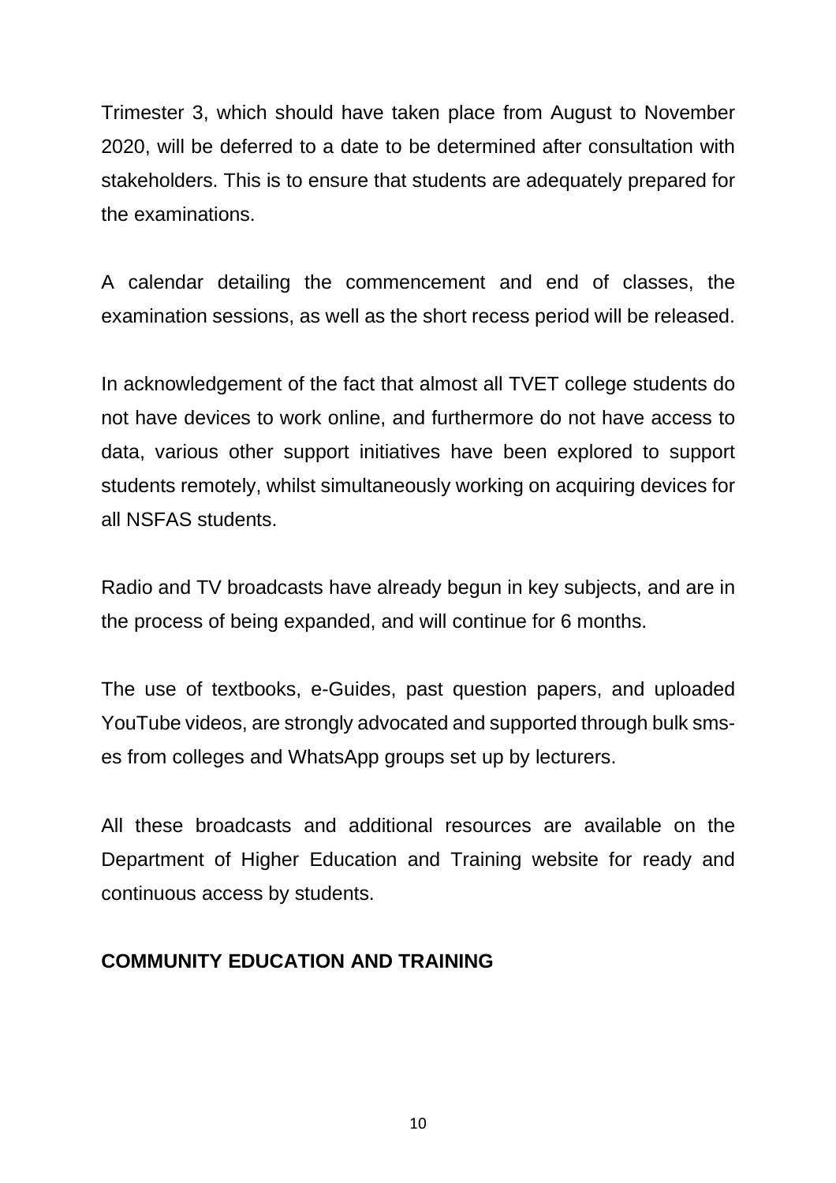Trimester 3, which should have taken place from August to November 2020, will be deferred to a date to be determined after consultation with stakeholders. This is to ensure that students are adequately prepared for the examinations.

A calendar detailing the commencement and end of classes, the examination sessions, as well as the short recess period will be released.

In acknowledgement of the fact that almost all TVET college students do not have devices to work online, and furthermore do not have access to data, various other support initiatives have been explored to support students remotely, whilst simultaneously working on acquiring devices for all NSFAS students.

Radio and TV broadcasts have already begun in key subjects, and are in the process of being expanded, and will continue for 6 months.

The use of textbooks, e-Guides, past question papers, and uploaded YouTube videos, are strongly advocated and supported through bulk sms-es from colleges and WhatsApp groups set up by lecturers.

All these broadcasts and additional resources are available on the Department of Higher Education and Training website for ready and continuous access by students.

**COMMUNITY EDUCATION AND TRAINING**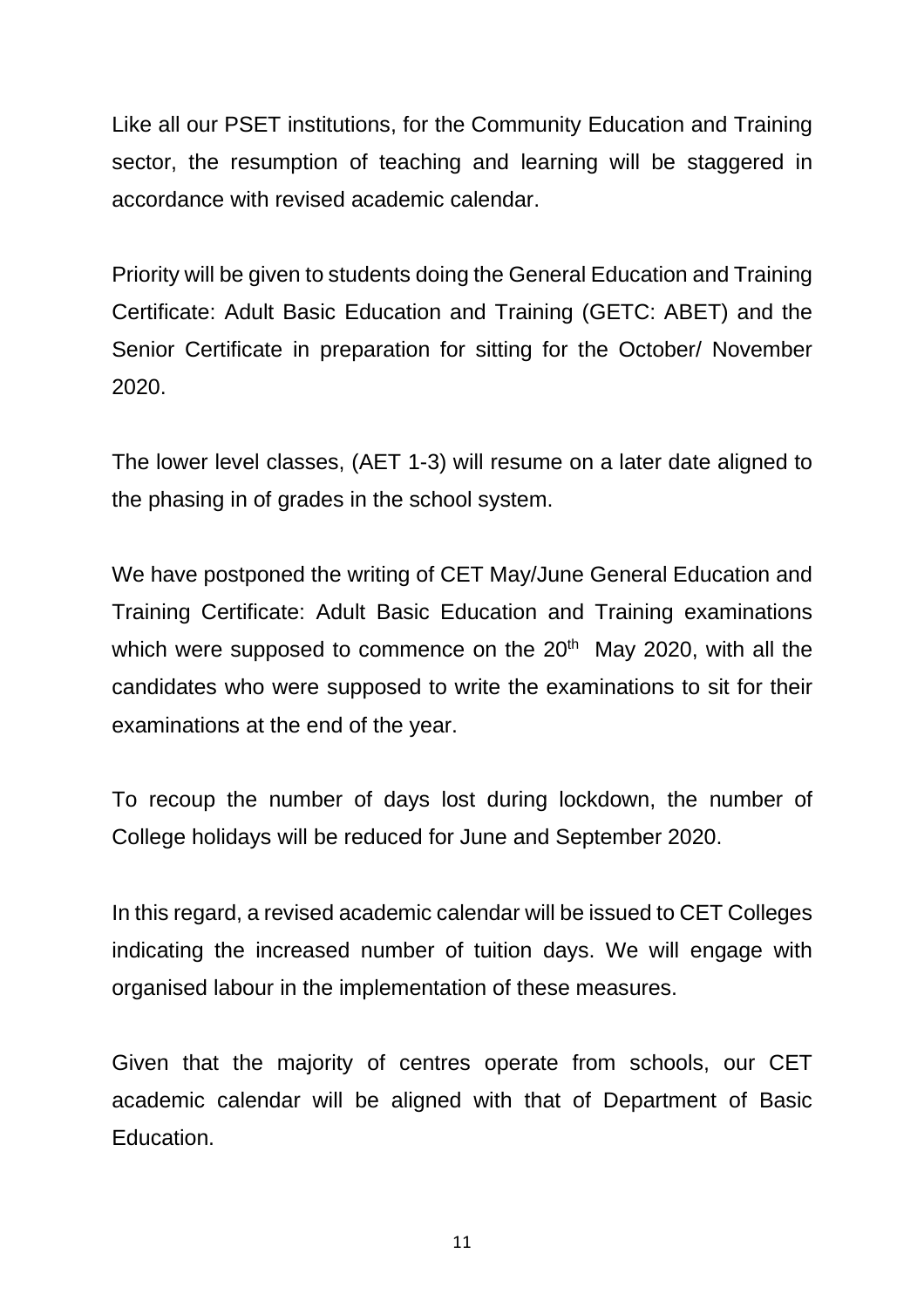Like all our PSET institutions, for the Community Education and Training sector, the resumption of teaching and learning will be staggered in accordance with revised academic calendar.

Priority will be given to students doing the General Education and Training Certificate: Adult Basic Education and Training (GETC: ABET) and the Senior Certificate in preparation for sitting for the October/ November 2020.

The lower level classes, (AET 1-3) will resume on a later date aligned to the phasing in of grades in the school system.

We have postponed the writing of CET May/June General Education and Training Certificate: Adult Basic Education and Training examinations which were supposed to commence on the 20th May 2020, with all the candidates who were supposed to write the examinations to sit for their examinations at the end of the year.

To recoup the number of days lost during lockdown, the number of College holidays will be reduced for June and September 2020.

In this regard, a revised academic calendar will be issued to CET Colleges indicating the increased number of tuition days. We will engage with organised labour in the implementation of these measures.

Given that the majority of centres operate from schools, our CET academic calendar will be aligned with that of Department of Basic Education.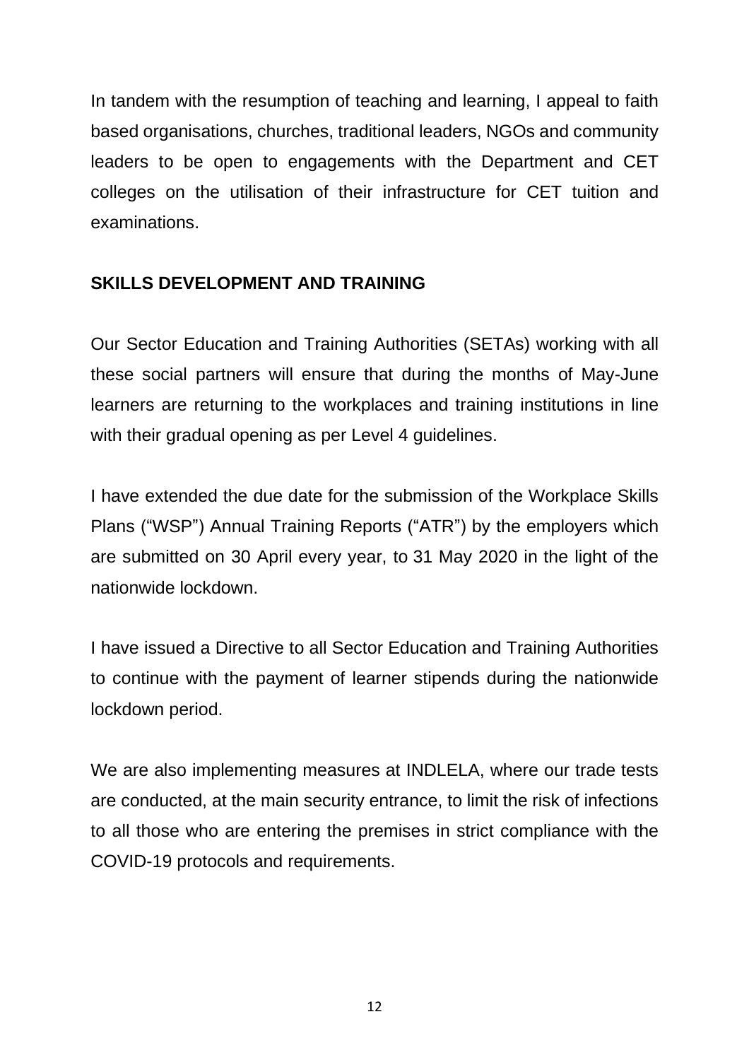In tandem with the resumption of teaching and learning, I appeal to faith based organisations, churches, traditional leaders, NGOs and community leaders to be open to engagements with the Department and CET colleges on the utilisation of their infrastructure for CET tuition and examinations.

## SKILLS DEVELOPMENT AND TRAINING

Our Sector Education and Training Authorities (SETAs) working with all these social partners will ensure that during the months of May-June learners are returning to the workplaces and training institutions in line with their gradual opening as per Level 4 guidelines.

I have extended the due date for the submission of the Workplace Skills Plans ("WSP") Annual Training Reports ("ATR") by the employers which are submitted on 30 April every year, to 31 May 2020 in the light of the nationwide lockdown.

I have issued a Directive to all Sector Education and Training Authorities to continue with the payment of learner stipends during the nationwide lockdown period.

We are also implementing measures at INDLELA, where our trade tests are conducted, at the main security entrance, to limit the risk of infections to all those who are entering the premises in strict compliance with the COVID-19 protocols and requirements.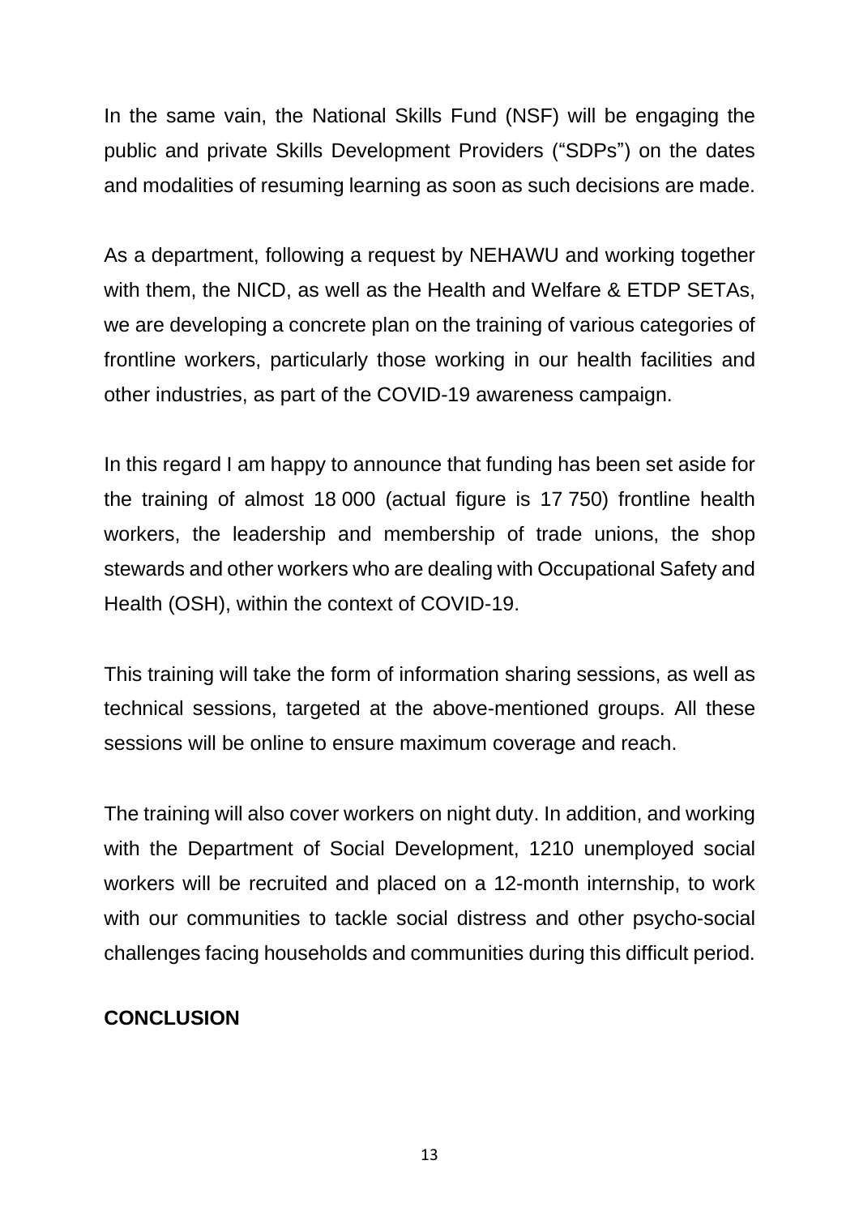In the same vain, the National Skills Fund (NSF) will be engaging the public and private Skills Development Providers ("SDPs") on the dates and modalities of resuming learning as soon as such decisions are made.

As a department, following a request by NEHAWU and working together with them, the NICD, as well as the Health and Welfare & ETDP SETAs, we are developing a concrete plan on the training of various categories of frontline workers, particularly those working in our health facilities and other industries, as part of the COVID-19 awareness campaign.

In this regard I am happy to announce that funding has been set aside for the training of almost 18 000 (actual figure is 17 750) frontline health workers, the leadership and membership of trade unions, the shop stewards and other workers who are dealing with Occupational Safety and Health (OSH), within the context of COVID-19.

This training will take the form of information sharing sessions, as well as technical sessions, targeted at the above-mentioned groups. All these sessions will be online to ensure maximum coverage and reach.

The training will also cover workers on night duty. In addition, and working with the Department of Social Development, 1210 unemployed social workers will be recruited and placed on a 12-month internship, to work with our communities to tackle social distress and other psycho-social challenges facing households and communities during this difficult period.

**CONCLUSION**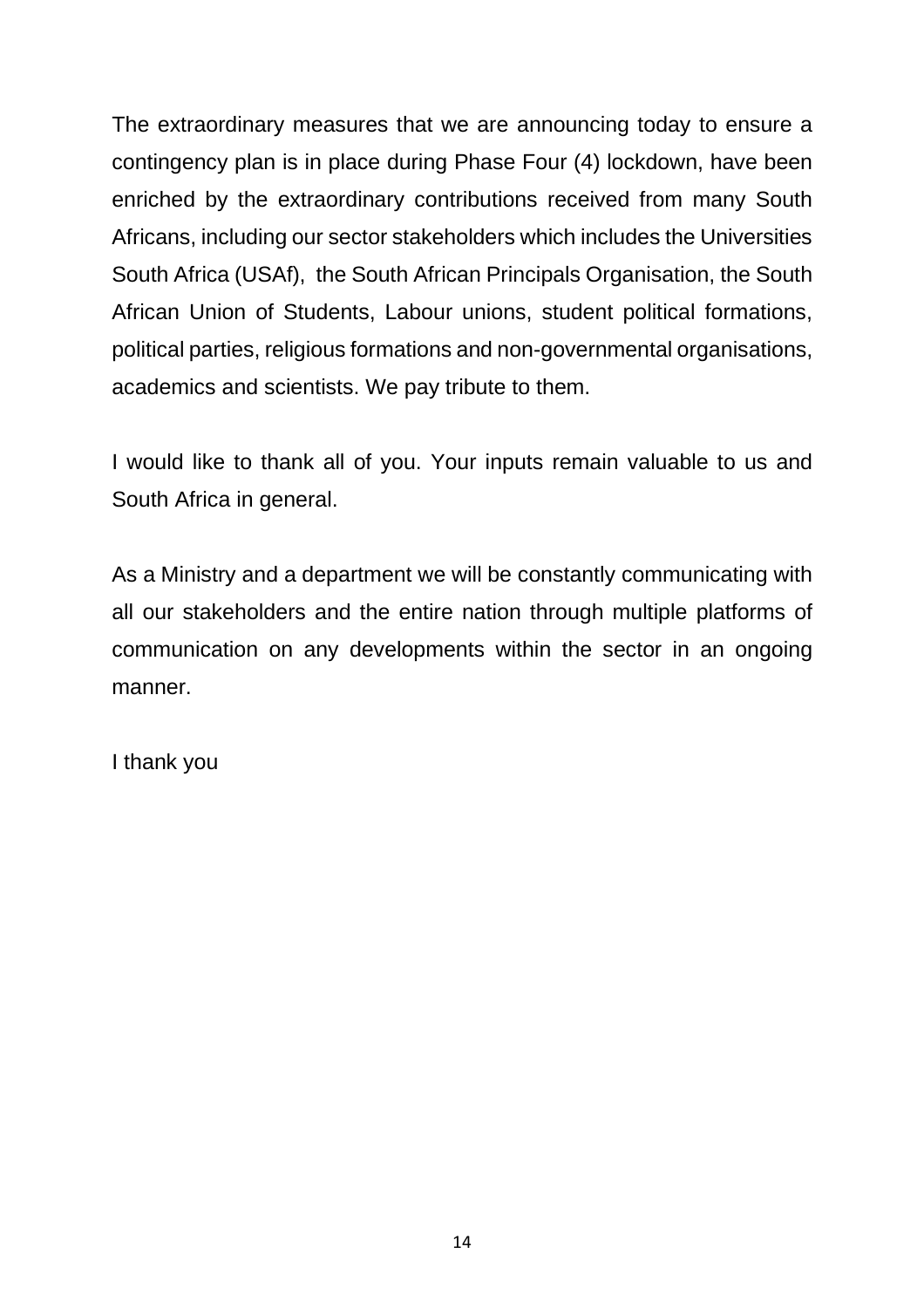The extraordinary measures that we are announcing today to ensure a contingency plan is in place during Phase Four (4) lockdown, have been enriched by the extraordinary contributions received from many South Africans, including our sector stakeholders which includes the Universities South Africa (USAf), the South African Principals Organisation, the South African Union of Students, Labour unions, student political formations, political parties, religious formations and non-governmental organisations, academics and scientists. We pay tribute to them.

I would like to thank all of you. Your inputs remain valuable to us and South Africa in general.

As a Ministry and a department we will be constantly communicating with all our stakeholders and the entire nation through multiple platforms of communication on any developments within the sector in an ongoing manner.

I thank you